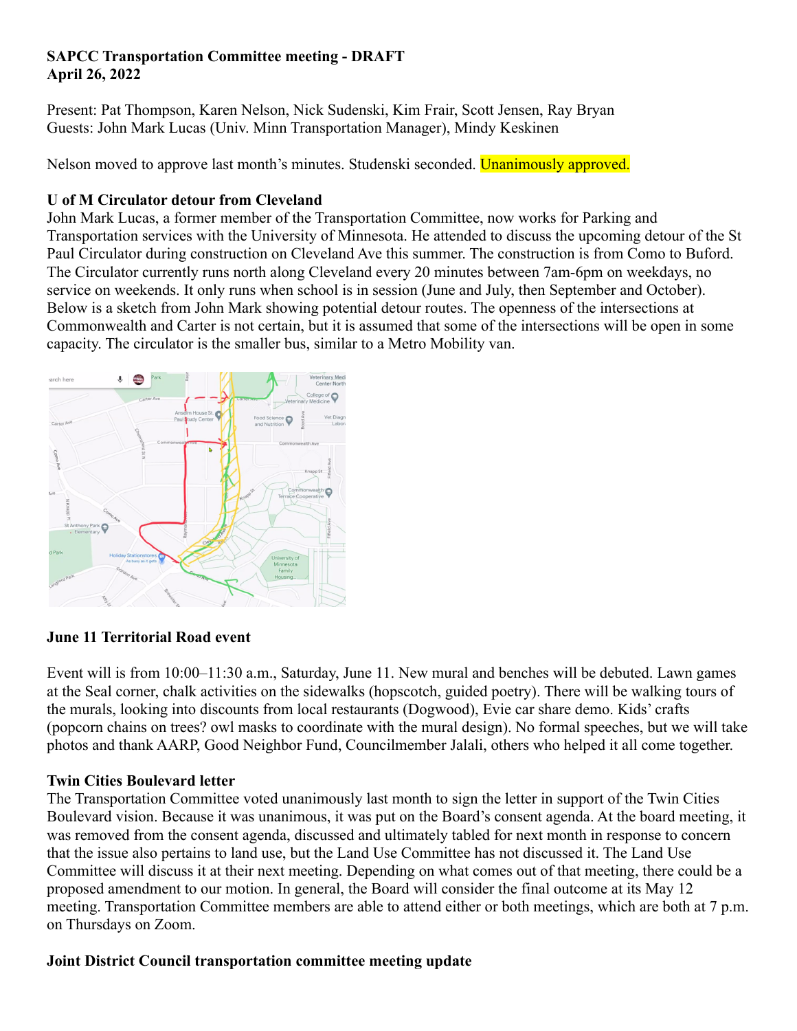**SAPCC Transportation Committee meeting - DRAFT**
**April 26, 2022**

Present: Pat Thompson, Karen Nelson, Nick Sudenski, Kim Frair, Scott Jensen, Ray Bryan
Guests: John Mark Lucas (Univ. Minn Transportation Manager), Mindy Keskinen

Nelson moved to approve last month's minutes. Studenski seconded. Unanimously approved.

**U of M Circulator detour from Cleveland**

John Mark Lucas, a former member of the Transportation Committee, now works for Parking and Transportation services with the University of Minnesota. He attended to discuss the upcoming detour of the St Paul Circulator during construction on Cleveland Ave this summer. The construction is from Como to Buford. The Circulator currently runs north along Cleveland every 20 minutes between 7am-6pm on weekdays, no service on weekends. It only runs when school is in session (June and July, then September and October). Below is a sketch from John Mark showing potential detour routes. The openness of the intersections at Commonwealth and Carter is not certain, but it is assumed that some of the intersections will be open in some capacity. The circulator is the smaller bus, similar to a Metro Mobility van.

**June 11 Territorial Road event**

Event will is from 10:00–11:30 a.m., Saturday, June 11. New mural and benches will be debuted. Lawn games at the Seal corner, chalk activities on the sidewalks (hopscotch, guided poetry). There will be walking tours of the murals, looking into discounts from local restaurants (Dogwood), Evie car share demo. Kids' crafts (popcorn chains on trees? owl masks to coordinate with the mural design). No formal speeches, but we will take photos and thank AARP, Good Neighbor Fund, Councilmember Jalali, others who helped it all come together.

**Twin Cities Boulevard letter**

The Transportation Committee voted unanimously last month to sign the letter in support of the Twin Cities Boulevard vision. Because it was unanimous, it was put on the Board's consent agenda. At the board meeting, it was removed from the consent agenda, discussed and ultimately tabled for next month in response to concern that the issue also pertains to land use, but the Land Use Committee has not discussed it. The Land Use Committee will discuss it at their next meeting. Depending on what comes out of that meeting, there could be a proposed amendment to our motion. In general, the Board will consider the final outcome at its May 12 meeting. Transportation Committee members are able to attend either or both meetings, which are both at 7 p.m. on Thursdays on Zoom.

**Joint District Council transportation committee meeting update**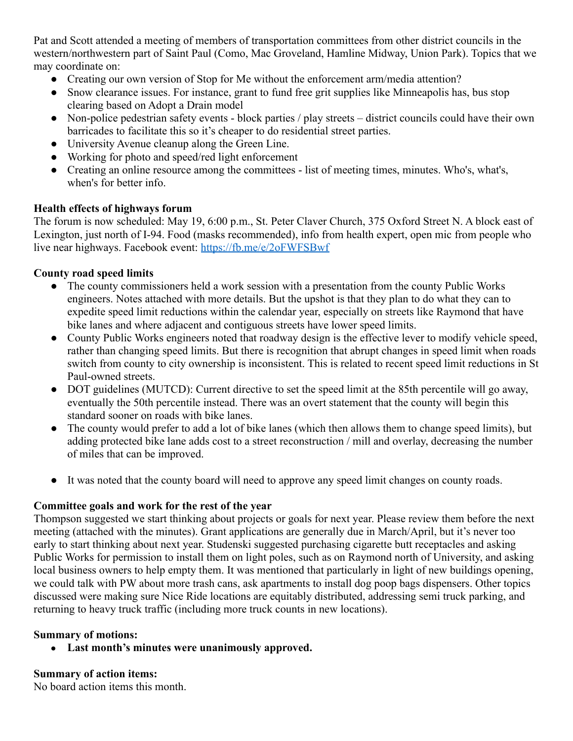Pat and Scott attended a meeting of members of transportation committees from other district councils in the western/northwestern part of Saint Paul (Como, Mac Groveland, Hamline Midway, Union Park). Topics that we may coordinate on:

- Creating our own version of Stop for Me without the enforcement arm/media attention?
- Snow clearance issues. For instance, grant to fund free grit supplies like Minneapolis has, bus stop clearing based on Adopt a Drain model
- Non-police pedestrian safety events - block parties / play streets – district councils could have their own barricades to facilitate this so it's cheaper to do residential street parties.
- University Avenue cleanup along the Green Line.
- Working for photo and speed/red light enforcement
- Creating an online resource among the committees - list of meeting times, minutes. Who's, what's, when's for better info.

**Health effects of highways forum**

The forum is now scheduled: May 19, 6:00 p.m., St. Peter Claver Church, 375 Oxford Street N. A block east of Lexington, just north of I-94. Food (masks recommended), info from health expert, open mic from people who live near highways. Facebook event: https://fb.me/e/2oFWFSBwf

**County road speed limits**

- The county commissioners held a work session with a presentation from the county Public Works engineers. Notes attached with more details. But the upshot is that they plan to do what they can to expedite speed limit reductions within the calendar year, especially on streets like Raymond that have bike lanes and where adjacent and contiguous streets have lower speed limits.
- County Public Works engineers noted that roadway design is the effective lever to modify vehicle speed, rather than changing speed limits. But there is recognition that abrupt changes in speed limit when roads switch from county to city ownership is inconsistent. This is related to recent speed limit reductions in St Paul-owned streets.
- DOT guidelines (MUTCD): Current directive to set the speed limit at the 85th percentile will go away, eventually the 50th percentile instead. There was an overt statement that the county will begin this standard sooner on roads with bike lanes.
- The county would prefer to add a lot of bike lanes (which then allows them to change speed limits), but adding protected bike lane adds cost to a street reconstruction / mill and overlay, decreasing the number of miles that can be improved.
- It was noted that the county board will need to approve any speed limit changes on county roads.

**Committee goals and work for the rest of the year**

Thompson suggested we start thinking about projects or goals for next year. Please review them before the next meeting (attached with the minutes). Grant applications are generally due in March/April, but it's never too early to start thinking about next year. Studenski suggested purchasing cigarette butt receptacles and asking Public Works for permission to install them on light poles, such as on Raymond north of University, and asking local business owners to help empty them. It was mentioned that particularly in light of new buildings opening, we could talk with PW about more trash cans, ask apartments to install dog poop bags dispensers. Other topics discussed were making sure Nice Ride locations are equitably distributed, addressing semi truck parking, and returning to heavy truck traffic (including more truck counts in new locations).

**Summary of motions:**

- **Last month's minutes were unanimously approved.**

**Summary of action items:**

No board action items this month.